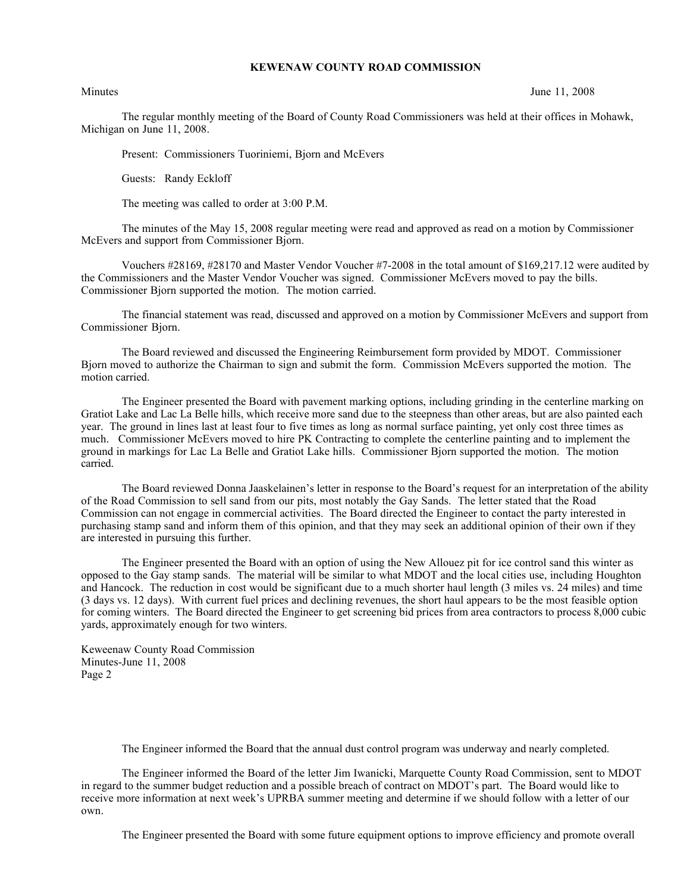# KEWENAW COUNTY ROAD COMMISSION

Minutes June 11, 2008

The regular monthly meeting of the Board of County Road Commissioners was held at their offices in Mohawk, Michigan on June 11, 2008.

Present: Commissioners Tuoriniemi, Bjorn and McEvers

Guests: Randy Eckloff

The meeting was called to order at 3:00 P.M.

The minutes of the May 15, 2008 regular meeting were read and approved as read on a motion by Commissioner McEvers and support from Commissioner Bjorn.

Vouchers #28169, #28170 and Master Vendor Voucher #7-2008 in the total amount of $169,217.12 were audited by the Commissioners and the Master Vendor Voucher was signed. Commissioner McEvers moved to pay the bills. Commissioner Bjorn supported the motion. The motion carried.

The financial statement was read, discussed and approved on a motion by Commissioner McEvers and support from Commissioner Bjorn.

The Board reviewed and discussed the Engineering Reimbursement form provided by MDOT. Commissioner Bjorn moved to authorize the Chairman to sign and submit the form. Commission McEvers supported the motion. The motion carried.

The Engineer presented the Board with pavement marking options, including grinding in the centerline marking on Gratiot Lake and Lac La Belle hills, which receive more sand due to the steepness than other areas, but are also painted each year. The ground in lines last at least four to five times as long as normal surface painting, yet only cost three times as much. Commissioner McEvers moved to hire PK Contracting to complete the centerline painting and to implement the ground in markings for Lac La Belle and Gratiot Lake hills. Commissioner Bjorn supported the motion. The motion carried.

The Board reviewed Donna Jaaskelainen's letter in response to the Board's request for an interpretation of the ability of the Road Commission to sell sand from our pits, most notably the Gay Sands. The letter stated that the Road Commission can not engage in commercial activities. The Board directed the Engineer to contact the party interested in purchasing stamp sand and inform them of this opinion, and that they may seek an additional opinion of their own if they are interested in pursuing this further.

The Engineer presented the Board with an option of using the New Allouez pit for ice control sand this winter as opposed to the Gay stamp sands. The material will be similar to what MDOT and the local cities use, including Houghton and Hancock. The reduction in cost would be significant due to a much shorter haul length (3 miles vs. 24 miles) and time (3 days vs. 12 days). With current fuel prices and declining revenues, the short haul appears to be the most feasible option for coming winters. The Board directed the Engineer to get screening bid prices from area contractors to process 8,000 cubic yards, approximately enough for two winters.

Keweenaw County Road Commission
Minutes-June 11, 2008
Page 2

The Engineer informed the Board that the annual dust control program was underway and nearly completed.

The Engineer informed the Board of the letter Jim Iwanicki, Marquette County Road Commission, sent to MDOT in regard to the summer budget reduction and a possible breach of contract on MDOT's part. The Board would like to receive more information at next week's UPRBA summer meeting and determine if we should follow with a letter of our own.

The Engineer presented the Board with some future equipment options to improve efficiency and promote overall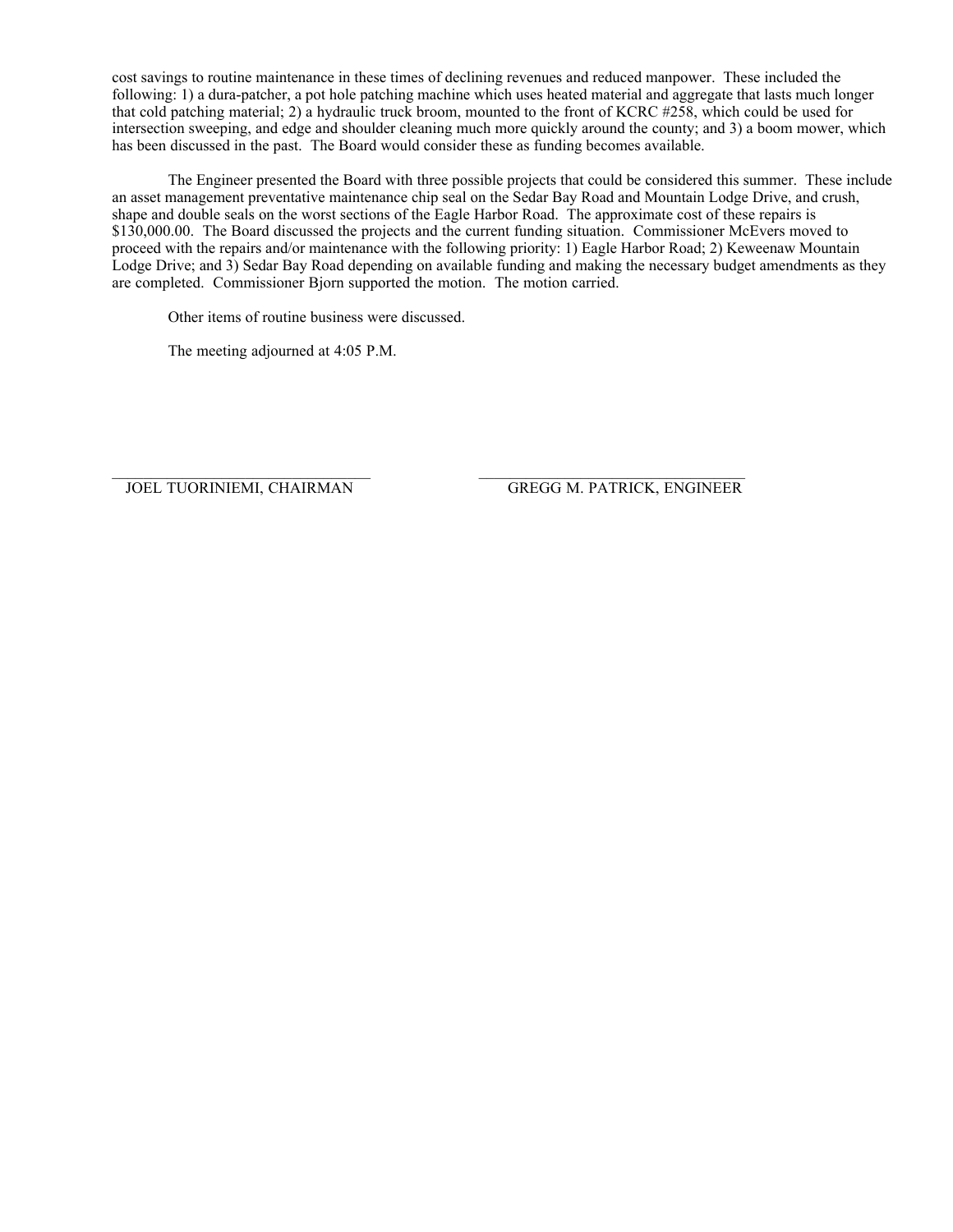cost savings to routine maintenance in these times of declining revenues and reduced manpower. These included the following: 1) a dura-patcher, a pot hole patching machine which uses heated material and aggregate that lasts much longer that cold patching material; 2) a hydraulic truck broom, mounted to the front of KCRC #258, which could be used for intersection sweeping, and edge and shoulder cleaning much more quickly around the county; and 3) a boom mower, which has been discussed in the past. The Board would consider these as funding becomes available.

The Engineer presented the Board with three possible projects that could be considered this summer. These include an asset management preventative maintenance chip seal on the Sedar Bay Road and Mountain Lodge Drive, and crush, shape and double seals on the worst sections of the Eagle Harbor Road. The approximate cost of these repairs is $130,000.00. The Board discussed the projects and the current funding situation. Commissioner McEvers moved to proceed with the repairs and/or maintenance with the following priority: 1) Eagle Harbor Road; 2) Keweenaw Mountain Lodge Drive; and 3) Sedar Bay Road depending on available funding and making the necessary budget amendments as they are completed. Commissioner Bjorn supported the motion. The motion carried.

Other items of routine business were discussed.

The meeting adjourned at 4:05 P.M.

JOEL TUORINIEMI, CHAIRMAN

GREGG M. PATRICK, ENGINEER